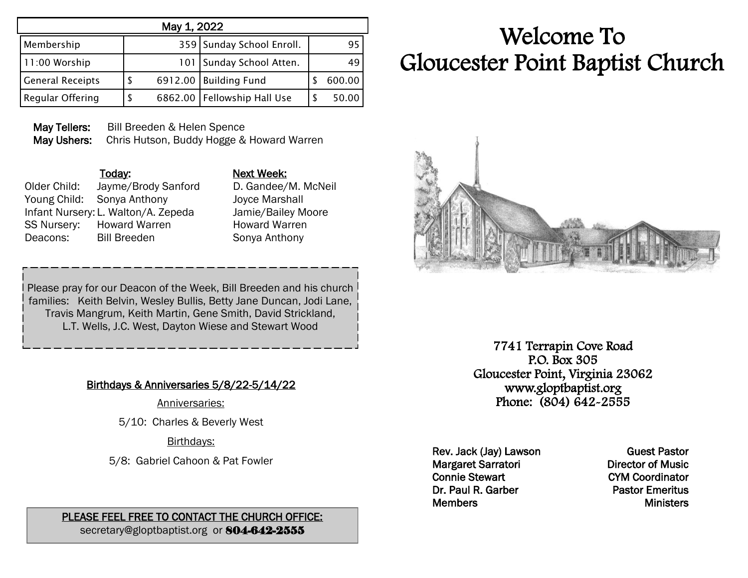| May 1, 2022 | | | |
|---|---|---|---|
| Membership | 359 | Sunday School Enroll. | 95 |
| 11:00 Worship | 101 | Sunday School Atten. | 49 |
| General Receipts | $ 6912.00 | Building Fund | $ 600.00 |
| Regular Offering | $ 6862.00 | Fellowship Hall Use | $ 50.00 |

**May Tellers:** Bill Breeden & Helen Spence
**May Ushers:** Chris Hutson, Buddy Hogge & Howard Warren

| | Today: | Next Week: |
|---|---|---|
| Older Child: | Jayme/Brody Sanford | D. Gandee/M. McNeil |
| Young Child: | Sonya Anthony | Joyce Marshall |
| Infant Nursery: | L. Walton/A. Zepeda | Jamie/Bailey Moore |
| SS Nursery: | Howard Warren | Howard Warren |
| Deacons: | Bill Breeden | Sonya Anthony |

Please pray for our Deacon of the Week, Bill Breeden and his church families: Keith Belvin, Wesley Bullis, Betty Jane Duncan, Jodi Lane, Travis Mangrum, Keith Martin, Gene Smith, David Strickland, L.T. Wells, J.C. West, Dayton Wiese and Stewart Wood

**Birthdays & Anniversaries 5/8/22-5/14/22**

Anniversaries:

5/10: Charles & Beverly West

Birthdays:

5/8: Gabriel Cahoon & Pat Fowler

**PLEASE FEEL FREE TO CONTACT THE CHURCH OFFICE:**
secretary@gloptbaptist.org or **804-642-2555**

# Welcome To Gloucester Point Baptist Church

7741 Terrapin Cove Road
P.O. Box 305
Gloucester Point, Virginia 23062
www.gloptbaptist.org
Phone: (804) 642-2555

| | |
|---|---|
| Rev. Jack (Jay) Lawson | Guest Pastor |
| Margaret Sarratori | Director of Music |
| Connie Stewart | CYM Coordinator |
| Dr. Paul R. Garber | Pastor Emeritus |
| Members | Ministers |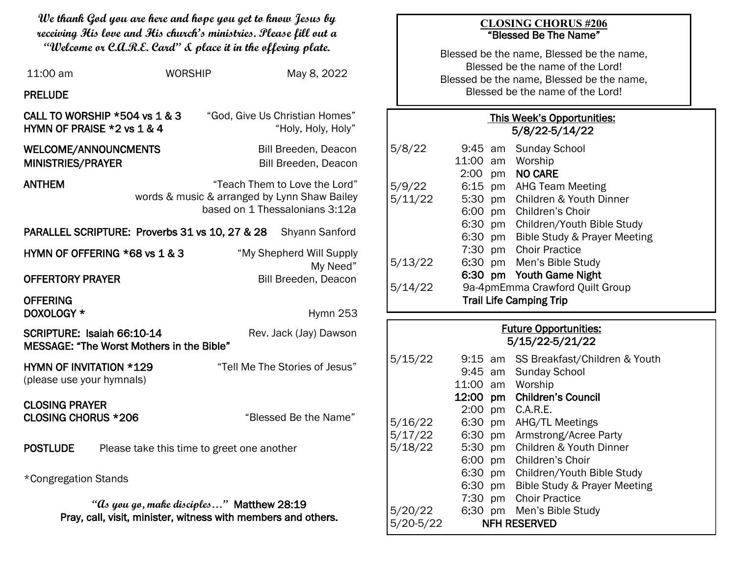***We thank God you are here and hope you get to know Jesus by receiving His love and His church's ministries. Please fill out a "Welcome or C.A.R.E. Card" & place it in the offering plate.***

11:00 am WORSHIP May 8, 2022

**PRELUDE**

**CALL TO WORSHIP *504 vs 1 & 3** "God, Give Us Christian Homes"
**HYMN OF PRAISE *2 vs 1 & 4** "Holy, Holy, Holy"

**WELCOME/ANNOUNCMENTS** Bill Breeden, Deacon
**MINISTRIES/PRAYER** Bill Breeden, Deacon

**ANTHEM** "Teach Them to Love the Lord"
words & music & arranged by Lynn Shaw Bailey
based on 1 Thessalonians 3:12a

**PARALLEL SCRIPTURE: Proverbs 31 vs 10, 27 & 28** Shyann Sanford

**HYMN OF OFFERING *68 vs 1 & 3** "My Shepherd Will Supply My Need"

**OFFERTORY PRAYER** Bill Breeden, Deacon

**OFFERING**
**DOXOLOGY *** Hymn 253

**SCRIPTURE: Isaiah 66:10-14** Rev. Jack (Jay) Dawson
**MESSAGE: "The Worst Mothers in the Bible"**

**HYMN OF INVITATION *129** "Tell Me The Stories of Jesus"
(please use your hymnals)

**CLOSING PRAYER**
**CLOSING CHORUS *206** "Blessed Be the Name"

**POSTLUDE** Please take this time to greet one another

*Congregation Stands

***"As you go, make disciples…"*** **Matthew 28:19**
**Pray, call, visit, minister, witness with members and others.**

**CLOSING CHORUS #206**
"Blessed Be The Name"

Blessed be the name, Blessed be the name,
Blessed be the name of the Lord!
Blessed be the name, Blessed be the name,
Blessed be the name of the Lord!

## This Week's Opportunities:
## 5/8/22-5/14/22

| | | |
|---|---|---|
| 5/8/22 | 9:45 am | Sunday School |
| | 11:00 am | Worship |
| | 2:00 pm | **NO CARE** |
| 5/9/22 | 6:15 pm | AHG Team Meeting |
| 5/11/22 | 5:30 pm | Children & Youth Dinner |
| | 6:00 pm | Children's Choir |
| | 6:30 pm | Children/Youth Bible Study |
| | 6:30 pm | Bible Study & Prayer Meeting |
| | 7:30 pm | Choir Practice |
| 5/13/22 | 6:30 pm | Men's Bible Study |
| | **6:30 pm** | **Youth Game Night** |
| 5/14/22 | 9a-4pm | Emma Crawford Quilt Group |
| | | **Trail Life Camping Trip** |

## Future Opportunities:
## 5/15/22-5/21/22

| | | |
|---|---|---|
| 5/15/22 | 9:15 am | SS Breakfast/Children & Youth |
| | 9:45 am | Sunday School |
| | 11:00 am | Worship |
| | **12:00 pm** | **Children's Council** |
| | 2:00 pm | C.A.R.E. |
| 5/16/22 | 6:30 pm | AHG/TL Meetings |
| 5/17/22 | 6:30 pm | Armstrong/Acree Party |
| 5/18/22 | 5:30 pm | Children & Youth Dinner |
| | 6:00 pm | Children's Choir |
| | 6:30 pm | Children/Youth Bible Study |
| | 6:30 pm | Bible Study & Prayer Meeting |
| | 7:30 pm | Choir Practice |
| 5/20/22 | 6:30 pm | Men's Bible Study |
| 5/20-5/22 | | **NFH RESERVED** |